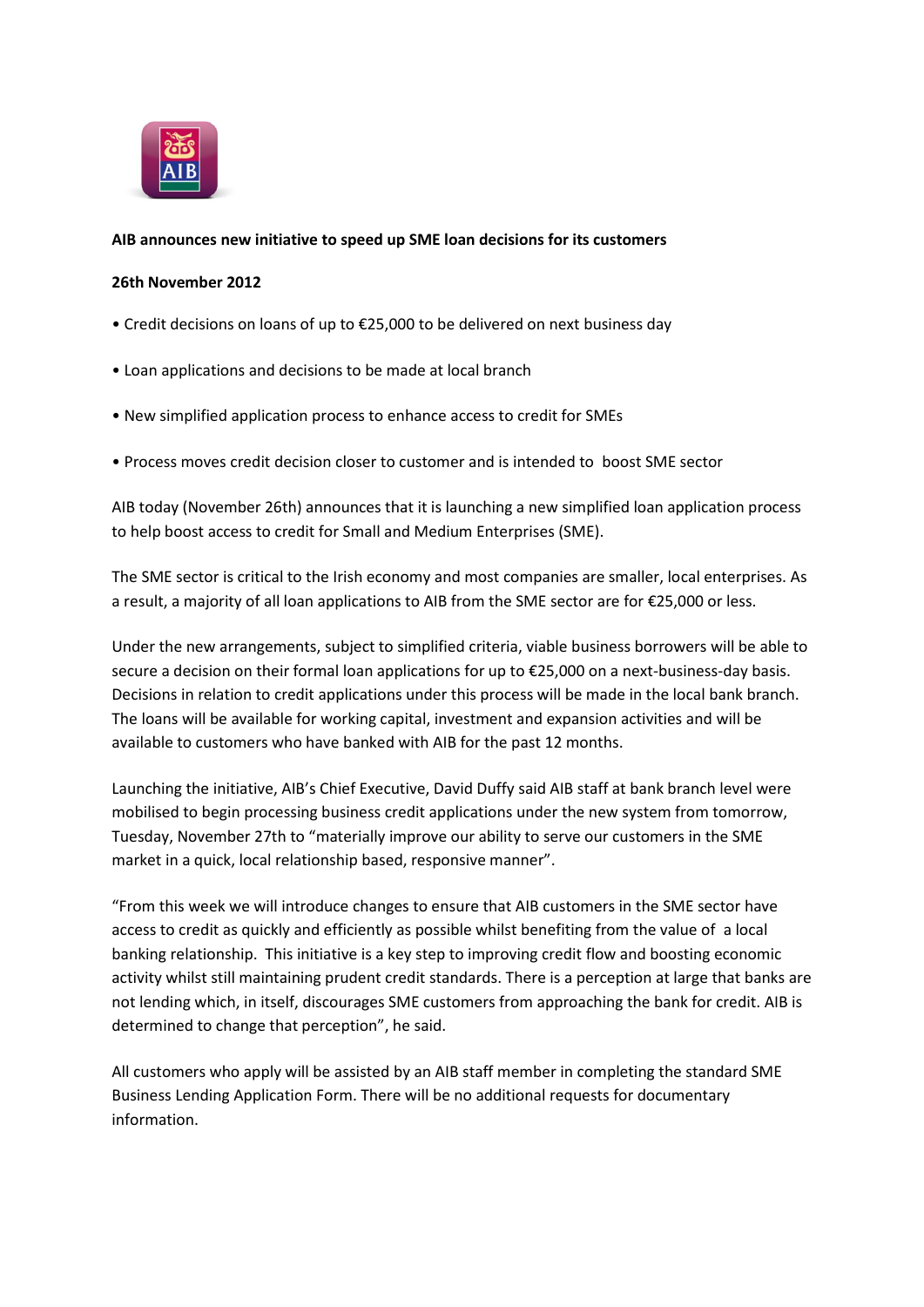**AIB announces new initiative to speed up SME loan decisions for its customers**

**26th November 2012**

- Credit decisions on loans of up to €25,000 to be delivered on next business day
- Loan applications and decisions to be made at local branch
- New simplified application process to enhance access to credit for SMEs
- Process moves credit decision closer to customer and is intended to boost SME sector

AIB today (November 26th) announces that it is launching a new simplified loan application process to help boost access to credit for Small and Medium Enterprises (SME).

The SME sector is critical to the Irish economy and most companies are smaller, local enterprises. As a result, a majority of all loan applications to AIB from the SME sector are for €25,000 or less.

Under the new arrangements, subject to simplified criteria, viable business borrowers will be able to secure a decision on their formal loan applications for up to €25,000 on a next-business-day basis. Decisions in relation to credit applications under this process will be made in the local bank branch. The loans will be available for working capital, investment and expansion activities and will be available to customers who have banked with AIB for the past 12 months.

Launching the initiative, AIB's Chief Executive, David Duffy said AIB staff at bank branch level were mobilised to begin processing business credit applications under the new system from tomorrow, Tuesday, November 27th to "materially improve our ability to serve our customers in the SME market in a quick, local relationship based, responsive manner".

"From this week we will introduce changes to ensure that AIB customers in the SME sector have access to credit as quickly and efficiently as possible whilst benefiting from the value of a local banking relationship. This initiative is a key step to improving credit flow and boosting economic activity whilst still maintaining prudent credit standards. There is a perception at large that banks are not lending which, in itself, discourages SME customers from approaching the bank for credit. AIB is determined to change that perception", he said.

All customers who apply will be assisted by an AIB staff member in completing the standard SME Business Lending Application Form. There will be no additional requests for documentary information.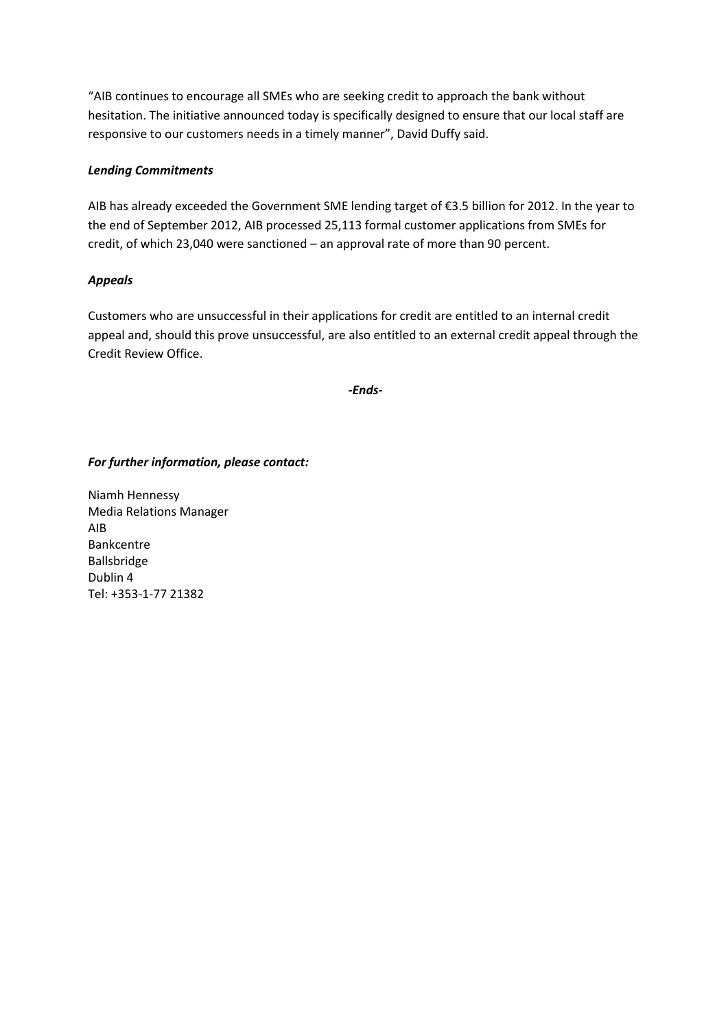"AIB continues to encourage all SMEs who are seeking credit to approach the bank without hesitation. The initiative announced today is specifically designed to ensure that our local staff are responsive to our customers needs in a timely manner", David Duffy said.

***Lending Commitments***

AIB has already exceeded the Government SME lending target of €3.5 billion for 2012. In the year to the end of September 2012, AIB processed 25,113 formal customer applications from SMEs for credit, of which 23,040 were sanctioned – an approval rate of more than 90 percent.

***Appeals***

Customers who are unsuccessful in their applications for credit are entitled to an internal credit appeal and, should this prove unsuccessful, are also entitled to an external credit appeal through the Credit Review Office.

***-Ends-***

***For further information, please contact:***

Niamh Hennessy
Media Relations Manager
AIB
Bankcentre
Ballsbridge
Dublin 4
Tel: +353-1-77 21382